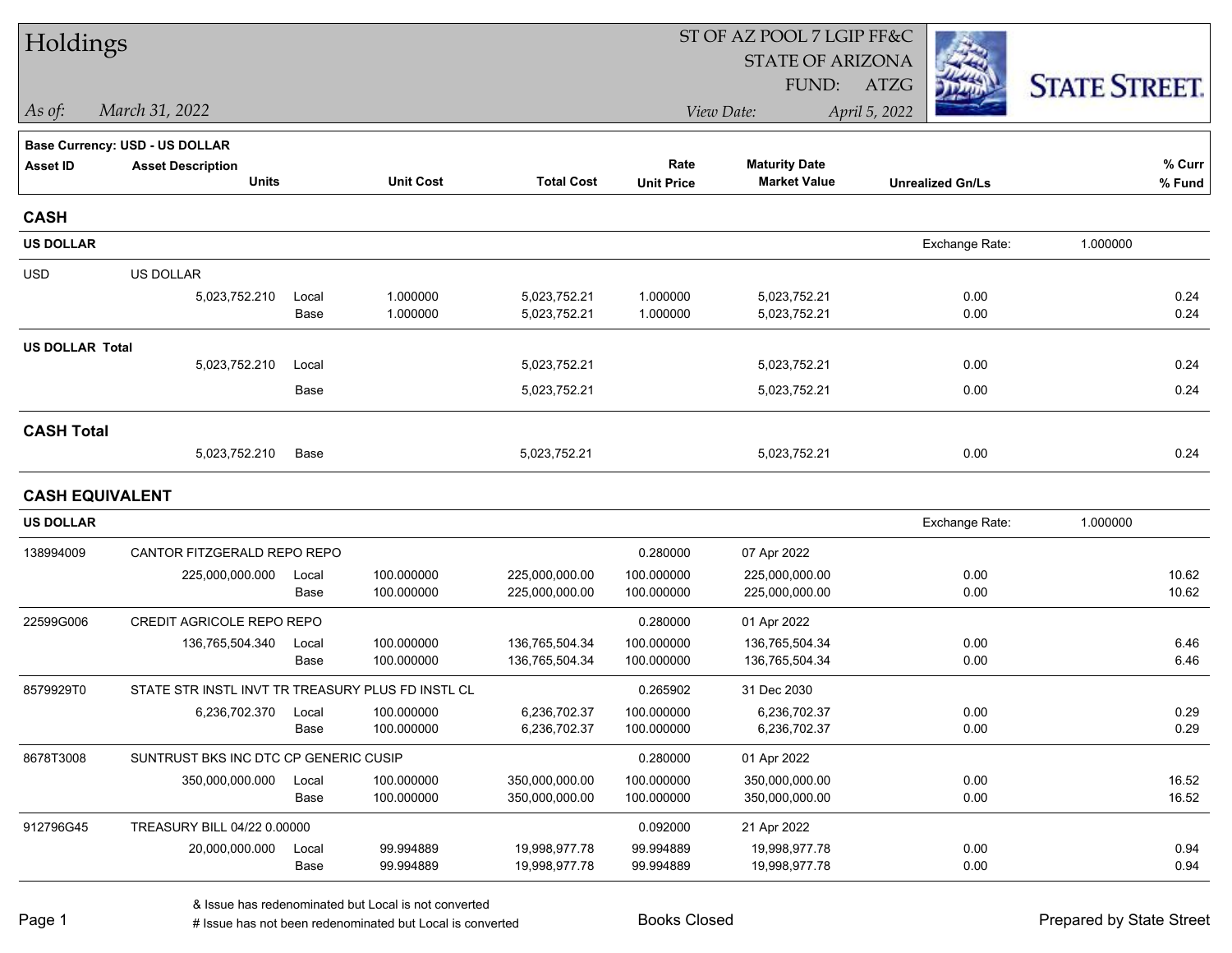# Holdings

ST OF AZ POOL 7 LGIP FF&C
STATE OF ARIZONA
FUND: ATZG

*As of:* *March 31, 2022*

*View Date:* *April 5, 2022*

STATE STREET.

**Base Currency: USD - US DOLLAR**

| Asset ID | Asset Description / Units | | Unit Cost | Total Cost | Rate / Unit Price | Maturity Date / Market Value | Unrealized Gn/Ls | % Curr / % Fund |
|---|---|---|---|---|---|---|---|---|
| **CASH** | | | | | | | | |
| **US DOLLAR** | | | | | | | Exchange Rate: | 1.000000 |
| USD | US DOLLAR | | | | | | | |
| | 5,023,752.210 | Local | 1.000000 | 5,023,752.21 | 1.000000 | 5,023,752.21 | 0.00 | 0.24 |
| | | Base | 1.000000 | 5,023,752.21 | 1.000000 | 5,023,752.21 | 0.00 | 0.24 |
| **US DOLLAR Total** | | | | | | | | |
| | 5,023,752.210 | Local | | 5,023,752.21 | | 5,023,752.21 | 0.00 | 0.24 |
| | | Base | | 5,023,752.21 | | 5,023,752.21 | 0.00 | 0.24 |
| **CASH Total** | | | | | | | | |
| | 5,023,752.210 | Base | | 5,023,752.21 | | 5,023,752.21 | 0.00 | 0.24 |
| **CASH EQUIVALENT** | | | | | | | | |
| **US DOLLAR** | | | | | | | Exchange Rate: | 1.000000 |
| 138994009 | CANTOR FITZGERALD REPO REPO | | | | 0.280000 | 07 Apr 2022 | | |
| | 225,000,000.000 | Local | 100.000000 | 225,000,000.00 | 100.000000 | 225,000,000.00 | 0.00 | 10.62 |
| | | Base | 100.000000 | 225,000,000.00 | 100.000000 | 225,000,000.00 | 0.00 | 10.62 |
| 22599G006 | CREDIT AGRICOLE REPO REPO | | | | 0.280000 | 01 Apr 2022 | | |
| | 136,765,504.340 | Local | 100.000000 | 136,765,504.34 | 100.000000 | 136,765,504.34 | 0.00 | 6.46 |
| | | Base | 100.000000 | 136,765,504.34 | 100.000000 | 136,765,504.34 | 0.00 | 6.46 |
| 8579929T0 | STATE STR INSTL INVT TR TREASURY PLUS FD INSTL CL | | | | 0.265902 | 31 Dec 2030 | | |
| | 6,236,702.370 | Local | 100.000000 | 6,236,702.37 | 100.000000 | 6,236,702.37 | 0.00 | 0.29 |
| | | Base | 100.000000 | 6,236,702.37 | 100.000000 | 6,236,702.37 | 0.00 | 0.29 |
| 8678T3008 | SUNTRUST BKS INC DTC CP GENERIC CUSIP | | | | 0.280000 | 01 Apr 2022 | | |
| | 350,000,000.000 | Local | 100.000000 | 350,000,000.00 | 100.000000 | 350,000,000.00 | 0.00 | 16.52 |
| | | Base | 100.000000 | 350,000,000.00 | 100.000000 | 350,000,000.00 | 0.00 | 16.52 |
| 912796G45 | TREASURY BILL 04/22 0.00000 | | | | 0.092000 | 21 Apr 2022 | | |
| | 20,000,000.000 | Local | 99.994889 | 19,998,977.78 | 99.994889 | 19,998,977.78 | 0.00 | 0.94 |
| | | Base | 99.994889 | 19,998,977.78 | 99.994889 | 19,998,977.78 | 0.00 | 0.94 |

& Issue has redenominated but Local is not converted
# Issue has not been redenominated but Local is converted

Books Closed

Prepared by State Street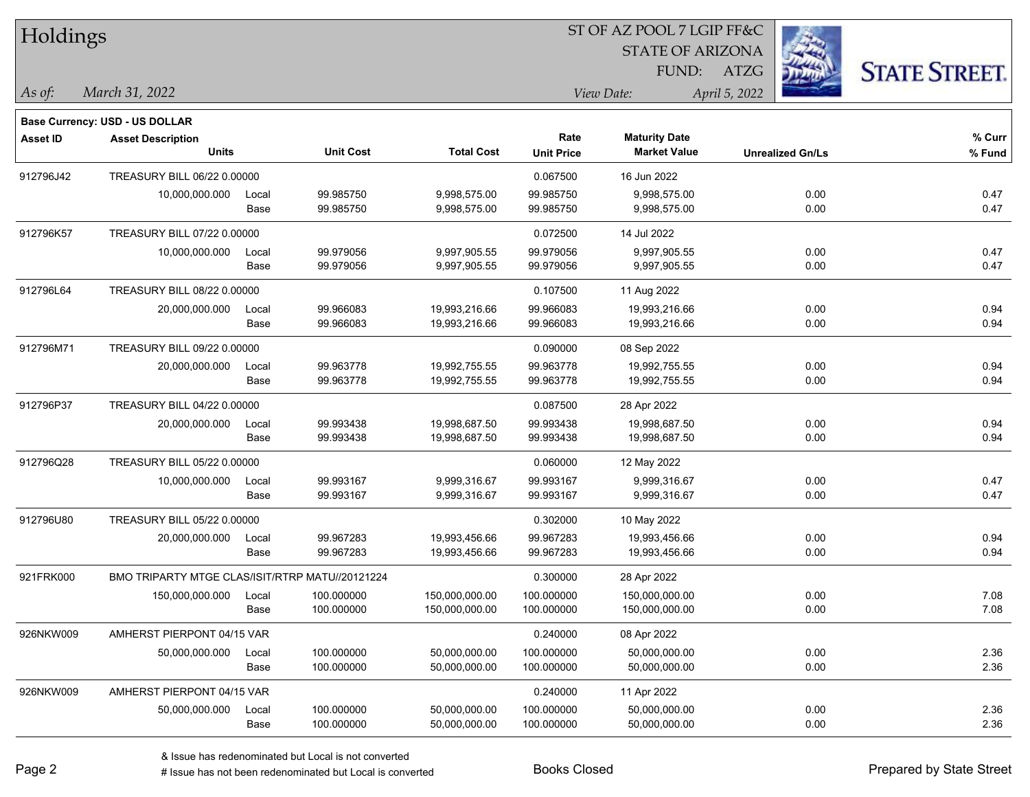# Holdings

ST OF AZ POOL 7 LGIP FF&C
STATE OF ARIZONA
FUND: ATZG

*As of:* *March 31, 2022*
*View Date:* *April 5, 2022*

**Base Currency: USD - US DOLLAR**

| Asset ID | Asset Description / Units | | Unit Cost | Total Cost | Rate / Unit Price | Maturity Date / Market Value | Unrealized Gn/Ls | % Curr / % Fund |
|---|---|---|---|---|---|---|---|---|
| 912796J42 | TREASURY BILL 06/22 0.00000 | | | | 0.067500 | 16 Jun 2022 | | |
| | 10,000,000.000 | Local | 99.985750 | 9,998,575.00 | 99.985750 | 9,998,575.00 | 0.00 | 0.47 |
| | | Base | 99.985750 | 9,998,575.00 | 99.985750 | 9,998,575.00 | 0.00 | 0.47 |
| 912796K57 | TREASURY BILL 07/22 0.00000 | | | | 0.072500 | 14 Jul 2022 | | |
| | 10,000,000.000 | Local | 99.979056 | 9,997,905.55 | 99.979056 | 9,997,905.55 | 0.00 | 0.47 |
| | | Base | 99.979056 | 9,997,905.55 | 99.979056 | 9,997,905.55 | 0.00 | 0.47 |
| 912796L64 | TREASURY BILL 08/22 0.00000 | | | | 0.107500 | 11 Aug 2022 | | |
| | 20,000,000.000 | Local | 99.966083 | 19,993,216.66 | 99.966083 | 19,993,216.66 | 0.00 | 0.94 |
| | | Base | 99.966083 | 19,993,216.66 | 99.966083 | 19,993,216.66 | 0.00 | 0.94 |
| 912796M71 | TREASURY BILL 09/22 0.00000 | | | | 0.090000 | 08 Sep 2022 | | |
| | 20,000,000.000 | Local | 99.963778 | 19,992,755.55 | 99.963778 | 19,992,755.55 | 0.00 | 0.94 |
| | | Base | 99.963778 | 19,992,755.55 | 99.963778 | 19,992,755.55 | 0.00 | 0.94 |
| 912796P37 | TREASURY BILL 04/22 0.00000 | | | | 0.087500 | 28 Apr 2022 | | |
| | 20,000,000.000 | Local | 99.993438 | 19,998,687.50 | 99.993438 | 19,998,687.50 | 0.00 | 0.94 |
| | | Base | 99.993438 | 19,998,687.50 | 99.993438 | 19,998,687.50 | 0.00 | 0.94 |
| 912796Q28 | TREASURY BILL 05/22 0.00000 | | | | 0.060000 | 12 May 2022 | | |
| | 10,000,000.000 | Local | 99.993167 | 9,999,316.67 | 99.993167 | 9,999,316.67 | 0.00 | 0.47 |
| | | Base | 99.993167 | 9,999,316.67 | 99.993167 | 9,999,316.67 | 0.00 | 0.47 |
| 912796U80 | TREASURY BILL 05/22 0.00000 | | | | 0.302000 | 10 May 2022 | | |
| | 20,000,000.000 | Local | 99.967283 | 19,993,456.66 | 99.967283 | 19,993,456.66 | 0.00 | 0.94 |
| | | Base | 99.967283 | 19,993,456.66 | 99.967283 | 19,993,456.66 | 0.00 | 0.94 |
| 921FRK000 | BMO TRIPARTY MTGE CLAS/ISIT/RTRP MATU//20121224 | | | | 0.300000 | 28 Apr 2022 | | |
| | 150,000,000.000 | Local | 100.000000 | 150,000,000.00 | 100.000000 | 150,000,000.00 | 0.00 | 7.08 |
| | | Base | 100.000000 | 150,000,000.00 | 100.000000 | 150,000,000.00 | 0.00 | 7.08 |
| 926NKW009 | AMHERST PIERPONT 04/15 VAR | | | | 0.240000 | 08 Apr 2022 | | |
| | 50,000,000.000 | Local | 100.000000 | 50,000,000.00 | 100.000000 | 50,000,000.00 | 0.00 | 2.36 |
| | | Base | 100.000000 | 50,000,000.00 | 100.000000 | 50,000,000.00 | 0.00 | 2.36 |
| 926NKW009 | AMHERST PIERPONT 04/15 VAR | | | | 0.240000 | 11 Apr 2022 | | |
| | 50,000,000.000 | Local | 100.000000 | 50,000,000.00 | 100.000000 | 50,000,000.00 | 0.00 | 2.36 |
| | | Base | 100.000000 | 50,000,000.00 | 100.000000 | 50,000,000.00 | 0.00 | 2.36 |

& Issue has redenominated but Local is not converted
# Issue has not been redenominated but Local is converted

Books Closed

Prepared by State Street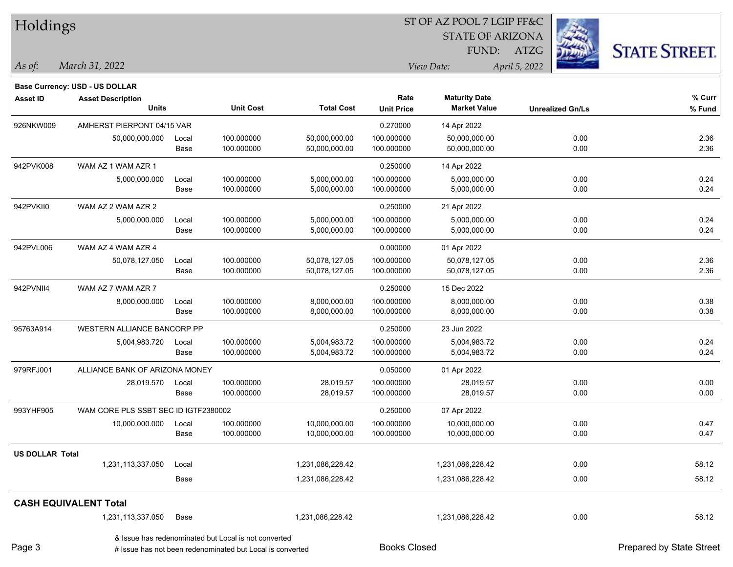# Holdings

ST OF AZ POOL 7 LGIP FF&C
STATE OF ARIZONA
FUND: ATZG

*As of:* *March 31, 2022*

*View Date:* *April 5, 2022*

STATE STREET.

**Base Currency: USD - US DOLLAR**

| Asset ID | Asset Description / Units | | Unit Cost | Total Cost | Rate / Unit Price | Maturity Date / Market Value | Unrealized Gn/Ls | % Curr / % Fund |
|---|---|---|---|---|---|---|---|---|
| 926NKW009 | AMHERST PIERPONT 04/15 VAR | | | | 0.270000 | 14 Apr 2022 | | |
| | 50,000,000.000 | Local | 100.000000 | 50,000,000.00 | 100.000000 | 50,000,000.00 | 0.00 | 2.36 |
| | | Base | 100.000000 | 50,000,000.00 | 100.000000 | 50,000,000.00 | 0.00 | 2.36 |
| 942PVK008 | WAM AZ 1 WAM AZR 1 | | | | 0.250000 | 14 Apr 2022 | | |
| | 5,000,000.000 | Local | 100.000000 | 5,000,000.00 | 100.000000 | 5,000,000.00 | 0.00 | 0.24 |
| | | Base | 100.000000 | 5,000,000.00 | 100.000000 | 5,000,000.00 | 0.00 | 0.24 |
| 942PVKII0 | WAM AZ 2 WAM AZR 2 | | | | 0.250000 | 21 Apr 2022 | | |
| | 5,000,000.000 | Local | 100.000000 | 5,000,000.00 | 100.000000 | 5,000,000.00 | 0.00 | 0.24 |
| | | Base | 100.000000 | 5,000,000.00 | 100.000000 | 5,000,000.00 | 0.00 | 0.24 |
| 942PVL006 | WAM AZ 4 WAM AZR 4 | | | | 0.000000 | 01 Apr 2022 | | |
| | 50,078,127.050 | Local | 100.000000 | 50,078,127.05 | 100.000000 | 50,078,127.05 | 0.00 | 2.36 |
| | | Base | 100.000000 | 50,078,127.05 | 100.000000 | 50,078,127.05 | 0.00 | 2.36 |
| 942PVNII4 | WAM AZ 7 WAM AZR 7 | | | | 0.250000 | 15 Dec 2022 | | |
| | 8,000,000.000 | Local | 100.000000 | 8,000,000.00 | 100.000000 | 8,000,000.00 | 0.00 | 0.38 |
| | | Base | 100.000000 | 8,000,000.00 | 100.000000 | 8,000,000.00 | 0.00 | 0.38 |
| 95763A914 | WESTERN ALLIANCE BANCORP PP | | | | 0.250000 | 23 Jun 2022 | | |
| | 5,004,983.720 | Local | 100.000000 | 5,004,983.72 | 100.000000 | 5,004,983.72 | 0.00 | 0.24 |
| | | Base | 100.000000 | 5,004,983.72 | 100.000000 | 5,004,983.72 | 0.00 | 0.24 |
| 979RFJ001 | ALLIANCE BANK OF ARIZONA MONEY | | | | 0.050000 | 01 Apr 2022 | | |
| | 28,019.570 | Local | 100.000000 | 28,019.57 | 100.000000 | 28,019.57 | 0.00 | 0.00 |
| | | Base | 100.000000 | 28,019.57 | 100.000000 | 28,019.57 | 0.00 | 0.00 |
| 993YHF905 | WAM CORE PLS SSBT SEC ID IGTF2380002 | | | | 0.250000 | 07 Apr 2022 | | |
| | 10,000,000.000 | Local | 100.000000 | 10,000,000.00 | 100.000000 | 10,000,000.00 | 0.00 | 0.47 |
| | | Base | 100.000000 | 10,000,000.00 | 100.000000 | 10,000,000.00 | 0.00 | 0.47 |
| **US DOLLAR Total** | | | | | | | | |
| | 1,231,113,337.050 | Local | | 1,231,086,228.42 | | 1,231,086,228.42 | 0.00 | 58.12 |
| | | Base | | 1,231,086,228.42 | | 1,231,086,228.42 | 0.00 | 58.12 |
| **CASH EQUIVALENT Total** | | | | | | | | |
| | 1,231,113,337.050 | Base | | 1,231,086,228.42 | | 1,231,086,228.42 | 0.00 | 58.12 |

& Issue has redenominated but Local is not converted
# Issue has not been redenominated but Local is converted

Books Closed

Prepared by State Street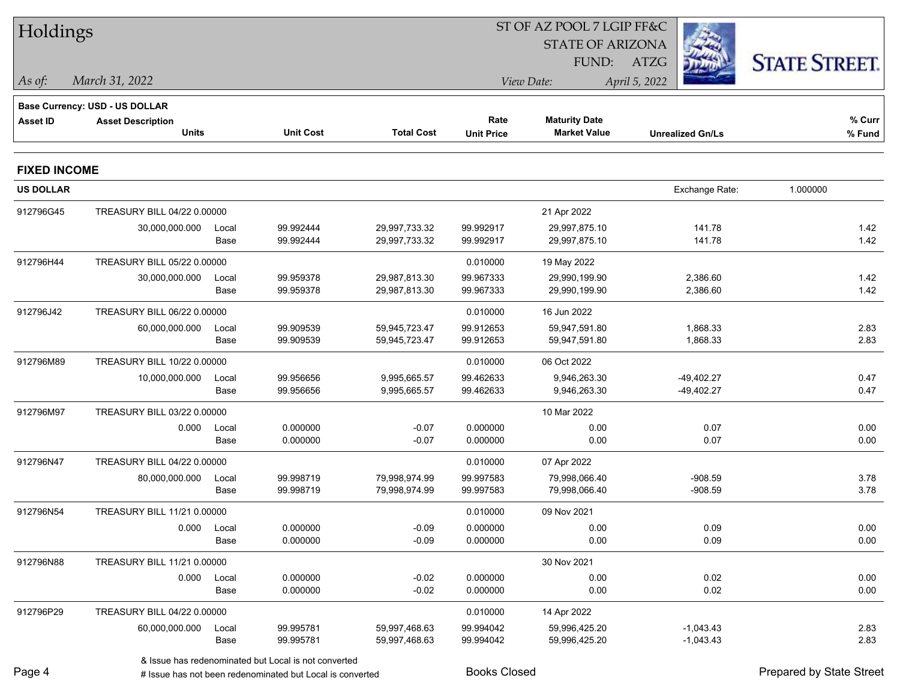# Holdings

ST OF AZ POOL 7 LGIP FF&C
STATE OF ARIZONA
FUND: ATZG

*As of:* *March 31, 2022*
*View Date:* *April 5, 2022*

**Base Currency: USD - US DOLLAR**

| Asset ID | Asset Description Units | | Unit Cost | Total Cost | Rate Unit Price | Maturity Date Market Value | Unrealized Gn/Ls | % Curr % Fund |
|---|---|---|---|---|---|---|---|---|

## FIXED INCOME

**US DOLLAR** — Exchange Rate: 1.000000

| Asset ID | Asset Description Units | | Unit Cost | Total Cost | Rate Unit Price | Maturity Date Market Value | Unrealized Gn/Ls | % Curr % Fund |
|---|---|---|---|---|---|---|---|---|
| 912796G45 | TREASURY BILL 04/22 0.00000 | | | | | 21 Apr 2022 | | |
| | 30,000,000.000 | Local | 99.992444 | 29,997,733.32 | 99.992917 | 29,997,875.10 | 141.78 | 1.42 |
| | | Base | 99.992444 | 29,997,733.32 | 99.992917 | 29,997,875.10 | 141.78 | 1.42 |
| 912796H44 | TREASURY BILL 05/22 0.00000 | | | | 0.010000 | 19 May 2022 | | |
| | 30,000,000.000 | Local | 99.959378 | 29,987,813.30 | 99.967333 | 29,990,199.90 | 2,386.60 | 1.42 |
| | | Base | 99.959378 | 29,987,813.30 | 99.967333 | 29,990,199.90 | 2,386.60 | 1.42 |
| 912796J42 | TREASURY BILL 06/22 0.00000 | | | | 0.010000 | 16 Jun 2022 | | |
| | 60,000,000.000 | Local | 99.909539 | 59,945,723.47 | 99.912653 | 59,947,591.80 | 1,868.33 | 2.83 |
| | | Base | 99.909539 | 59,945,723.47 | 99.912653 | 59,947,591.80 | 1,868.33 | 2.83 |
| 912796M89 | TREASURY BILL 10/22 0.00000 | | | | 0.010000 | 06 Oct 2022 | | |
| | 10,000,000.000 | Local | 99.956656 | 9,995,665.57 | 99.462633 | 9,946,263.30 | -49,402.27 | 0.47 |
| | | Base | 99.956656 | 9,995,665.57 | 99.462633 | 9,946,263.30 | -49,402.27 | 0.47 |
| 912796M97 | TREASURY BILL 03/22 0.00000 | | | | | 10 Mar 2022 | | |
| | 0.000 | Local | 0.000000 | -0.07 | 0.000000 | 0.00 | 0.07 | 0.00 |
| | | Base | 0.000000 | -0.07 | 0.000000 | 0.00 | 0.07 | 0.00 |
| 912796N47 | TREASURY BILL 04/22 0.00000 | | | | 0.010000 | 07 Apr 2022 | | |
| | 80,000,000.000 | Local | 99.998719 | 79,998,974.99 | 99.997583 | 79,998,066.40 | -908.59 | 3.78 |
| | | Base | 99.998719 | 79,998,974.99 | 99.997583 | 79,998,066.40 | -908.59 | 3.78 |
| 912796N54 | TREASURY BILL 11/21 0.00000 | | | | 0.010000 | 09 Nov 2021 | | |
| | 0.000 | Local | 0.000000 | -0.09 | 0.000000 | 0.00 | 0.09 | 0.00 |
| | | Base | 0.000000 | -0.09 | 0.000000 | 0.00 | 0.09 | 0.00 |
| 912796N88 | TREASURY BILL 11/21 0.00000 | | | | | 30 Nov 2021 | | |
| | 0.000 | Local | 0.000000 | -0.02 | 0.000000 | 0.00 | 0.02 | 0.00 |
| | | Base | 0.000000 | -0.02 | 0.000000 | 0.00 | 0.02 | 0.00 |
| 912796P29 | TREASURY BILL 04/22 0.00000 | | | | 0.010000 | 14 Apr 2022 | | |
| | 60,000,000.000 | Local | 99.995781 | 59,997,468.63 | 99.994042 | 59,996,425.20 | -1,043.43 | 2.83 |
| | | Base | 99.995781 | 59,997,468.63 | 99.994042 | 59,996,425.20 | -1,043.43 | 2.83 |

& Issue has redenominated but Local is not converted
# Issue has not been redenominated but Local is converted

Books Closed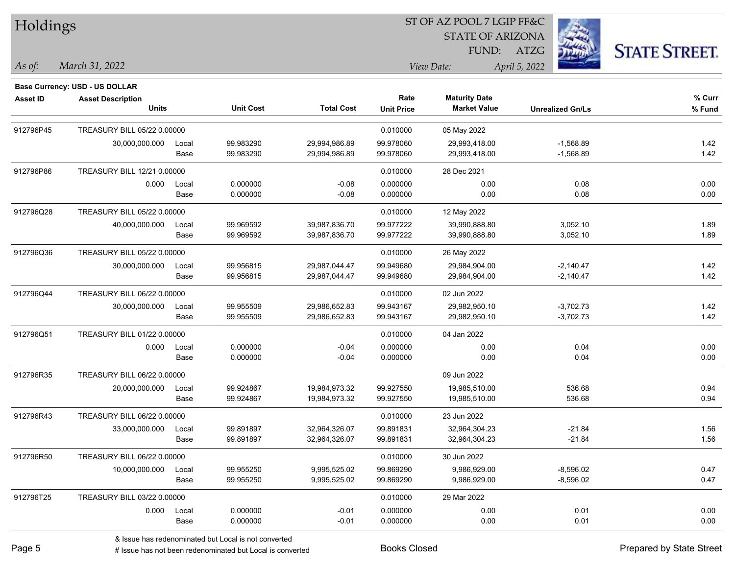# Holdings

**ST OF AZ POOL 7 LGIP FF&C**
**STATE OF ARIZONA**
**FUND: ATZG**

*As of:* *March 31, 2022*
*View Date:* *April 5, 2022*

**STATE STREET.**

**Base Currency: USD - US DOLLAR**

| Asset ID | Asset Description / Units | | Unit Cost | Total Cost | Rate / Unit Price | Maturity Date / Market Value | Unrealized Gn/Ls | % Curr / % Fund |
|---|---|---|---|---|---|---|---|---|
| 912796P45 | TREASURY BILL 05/22 0.00000 | | | | 0.010000 | 05 May 2022 | | |
| | 30,000,000.000 | Local | 99.983290 | 29,994,986.89 | 99.978060 | 29,993,418.00 | -1,568.89 | 1.42 |
| | | Base | 99.983290 | 29,994,986.89 | 99.978060 | 29,993,418.00 | -1,568.89 | 1.42 |
| 912796P86 | TREASURY BILL 12/21 0.00000 | | | | 0.010000 | 28 Dec 2021 | | |
| | 0.000 | Local | 0.000000 | -0.08 | 0.000000 | 0.00 | 0.08 | 0.00 |
| | | Base | 0.000000 | -0.08 | 0.000000 | 0.00 | 0.08 | 0.00 |
| 912796Q28 | TREASURY BILL 05/22 0.00000 | | | | 0.010000 | 12 May 2022 | | |
| | 40,000,000.000 | Local | 99.969592 | 39,987,836.70 | 99.977222 | 39,990,888.80 | 3,052.10 | 1.89 |
| | | Base | 99.969592 | 39,987,836.70 | 99.977222 | 39,990,888.80 | 3,052.10 | 1.89 |
| 912796Q36 | TREASURY BILL 05/22 0.00000 | | | | 0.010000 | 26 May 2022 | | |
| | 30,000,000.000 | Local | 99.956815 | 29,987,044.47 | 99.949680 | 29,984,904.00 | -2,140.47 | 1.42 |
| | | Base | 99.956815 | 29,987,044.47 | 99.949680 | 29,984,904.00 | -2,140.47 | 1.42 |
| 912796Q44 | TREASURY BILL 06/22 0.00000 | | | | 0.010000 | 02 Jun 2022 | | |
| | 30,000,000.000 | Local | 99.955509 | 29,986,652.83 | 99.943167 | 29,982,950.10 | -3,702.73 | 1.42 |
| | | Base | 99.955509 | 29,986,652.83 | 99.943167 | 29,982,950.10 | -3,702.73 | 1.42 |
| 912796Q51 | TREASURY BILL 01/22 0.00000 | | | | 0.010000 | 04 Jan 2022 | | |
| | 0.000 | Local | 0.000000 | -0.04 | 0.000000 | 0.00 | 0.04 | 0.00 |
| | | Base | 0.000000 | -0.04 | 0.000000 | 0.00 | 0.04 | 0.00 |
| 912796R35 | TREASURY BILL 06/22 0.00000 | | | | | 09 Jun 2022 | | |
| | 20,000,000.000 | Local | 99.924867 | 19,984,973.32 | 99.927550 | 19,985,510.00 | 536.68 | 0.94 |
| | | Base | 99.924867 | 19,984,973.32 | 99.927550 | 19,985,510.00 | 536.68 | 0.94 |
| 912796R43 | TREASURY BILL 06/22 0.00000 | | | | 0.010000 | 23 Jun 2022 | | |
| | 33,000,000.000 | Local | 99.891897 | 32,964,326.07 | 99.891831 | 32,964,304.23 | -21.84 | 1.56 |
| | | Base | 99.891897 | 32,964,326.07 | 99.891831 | 32,964,304.23 | -21.84 | 1.56 |
| 912796R50 | TREASURY BILL 06/22 0.00000 | | | | 0.010000 | 30 Jun 2022 | | |
| | 10,000,000.000 | Local | 99.955250 | 9,995,525.02 | 99.869290 | 9,986,929.00 | -8,596.02 | 0.47 |
| | | Base | 99.955250 | 9,995,525.02 | 99.869290 | 9,986,929.00 | -8,596.02 | 0.47 |
| 912796T25 | TREASURY BILL 03/22 0.00000 | | | | 0.010000 | 29 Mar 2022 | | |
| | 0.000 | Local | 0.000000 | -0.01 | 0.000000 | 0.00 | 0.01 | 0.00 |
| | | Base | 0.000000 | -0.01 | 0.000000 | 0.00 | 0.01 | 0.00 |

& Issue has redenominated but Local is not converted
# Issue has not been redenominated but Local is converted

Books Closed

Prepared by State Street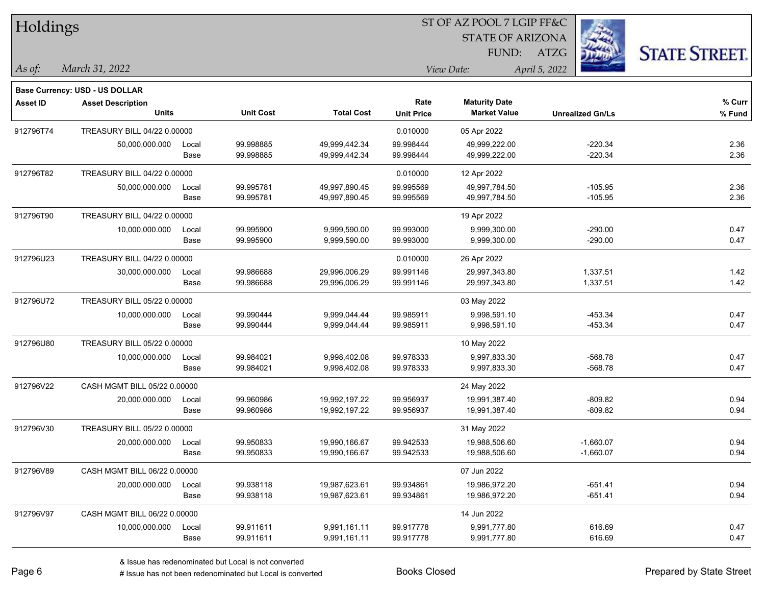# Holdings

ST OF AZ POOL 7 LGIP FF&C
STATE OF ARIZONA
FUND: ATZG

*As of:* *March 31, 2022*

*View Date:* *April 5, 2022*

**Base Currency: USD - US DOLLAR**

| Asset ID | Asset Description / Units | | Unit Cost | Total Cost | Rate / Unit Price | Maturity Date / Market Value | Unrealized Gn/Ls | % Curr / % Fund |
|---|---|---|---|---|---|---|---|---|
| 912796T74 | TREASURY BILL 04/22 0.00000 | | | | 0.010000 | 05 Apr 2022 | | |
| | 50,000,000.000 | Local | 99.998885 | 49,999,442.34 | 99.998444 | 49,999,222.00 | -220.34 | 2.36 |
| | | Base | 99.998885 | 49,999,442.34 | 99.998444 | 49,999,222.00 | -220.34 | 2.36 |
| 912796T82 | TREASURY BILL 04/22 0.00000 | | | | 0.010000 | 12 Apr 2022 | | |
| | 50,000,000.000 | Local | 99.995781 | 49,997,890.45 | 99.995569 | 49,997,784.50 | -105.95 | 2.36 |
| | | Base | 99.995781 | 49,997,890.45 | 99.995569 | 49,997,784.50 | -105.95 | 2.36 |
| 912796T90 | TREASURY BILL 04/22 0.00000 | | | | | 19 Apr 2022 | | |
| | 10,000,000.000 | Local | 99.995900 | 9,999,590.00 | 99.993000 | 9,999,300.00 | -290.00 | 0.47 |
| | | Base | 99.995900 | 9,999,590.00 | 99.993000 | 9,999,300.00 | -290.00 | 0.47 |
| 912796U23 | TREASURY BILL 04/22 0.00000 | | | | 0.010000 | 26 Apr 2022 | | |
| | 30,000,000.000 | Local | 99.986688 | 29,996,006.29 | 99.991146 | 29,997,343.80 | 1,337.51 | 1.42 |
| | | Base | 99.986688 | 29,996,006.29 | 99.991146 | 29,997,343.80 | 1,337.51 | 1.42 |
| 912796U72 | TREASURY BILL 05/22 0.00000 | | | | | 03 May 2022 | | |
| | 10,000,000.000 | Local | 99.990444 | 9,999,044.44 | 99.985911 | 9,998,591.10 | -453.34 | 0.47 |
| | | Base | 99.990444 | 9,999,044.44 | 99.985911 | 9,998,591.10 | -453.34 | 0.47 |
| 912796U80 | TREASURY BILL 05/22 0.00000 | | | | | 10 May 2022 | | |
| | 10,000,000.000 | Local | 99.984021 | 9,998,402.08 | 99.978333 | 9,997,833.30 | -568.78 | 0.47 |
| | | Base | 99.984021 | 9,998,402.08 | 99.978333 | 9,997,833.30 | -568.78 | 0.47 |
| 912796V22 | CASH MGMT BILL 05/22 0.00000 | | | | | 24 May 2022 | | |
| | 20,000,000.000 | Local | 99.960986 | 19,992,197.22 | 99.956937 | 19,991,387.40 | -809.82 | 0.94 |
| | | Base | 99.960986 | 19,992,197.22 | 99.956937 | 19,991,387.40 | -809.82 | 0.94 |
| 912796V30 | TREASURY BILL 05/22 0.00000 | | | | | 31 May 2022 | | |
| | 20,000,000.000 | Local | 99.950833 | 19,990,166.67 | 99.942533 | 19,988,506.60 | -1,660.07 | 0.94 |
| | | Base | 99.950833 | 19,990,166.67 | 99.942533 | 19,988,506.60 | -1,660.07 | 0.94 |
| 912796V89 | CASH MGMT BILL 06/22 0.00000 | | | | | 07 Jun 2022 | | |
| | 20,000,000.000 | Local | 99.938118 | 19,987,623.61 | 99.934861 | 19,986,972.20 | -651.41 | 0.94 |
| | | Base | 99.938118 | 19,987,623.61 | 99.934861 | 19,986,972.20 | -651.41 | 0.94 |
| 912796V97 | CASH MGMT BILL 06/22 0.00000 | | | | | 14 Jun 2022 | | |
| | 10,000,000.000 | Local | 99.911611 | 9,991,161.11 | 99.917778 | 9,991,777.80 | 616.69 | 0.47 |
| | | Base | 99.911611 | 9,991,161.11 | 99.917778 | 9,991,777.80 | 616.69 | 0.47 |

& Issue has redenominated but Local is not converted
# Issue has not been redenominated but Local is converted

Books Closed

Prepared by State Street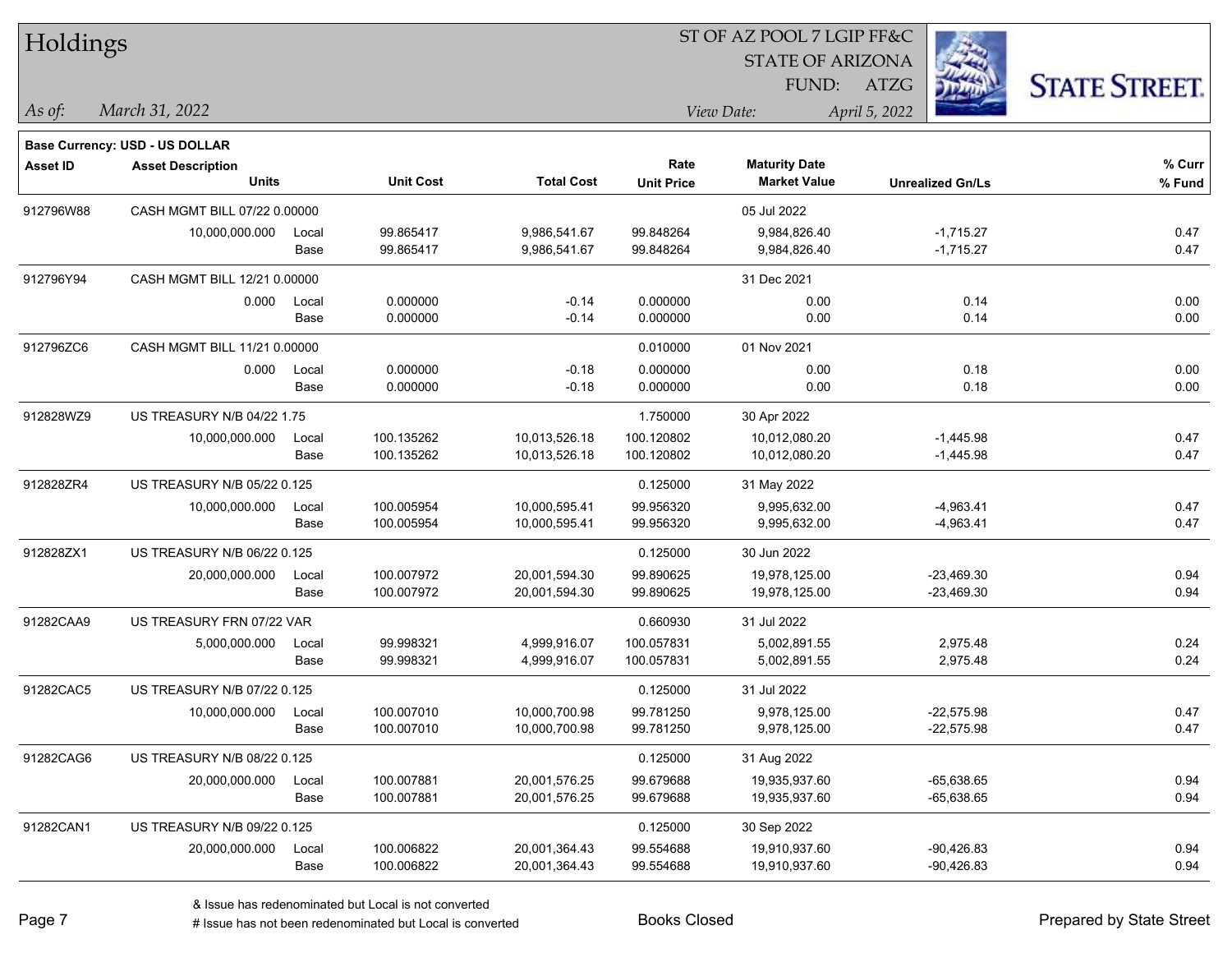# Holdings

ST OF AZ POOL 7 LGIP FF&C
STATE OF ARIZONA
FUND: ATZG

*As of:* *March 31, 2022*

*View Date:* *April 5, 2022*

**Base Currency: USD - US DOLLAR**

| Asset ID | Asset Description / Units | | Unit Cost | Total Cost | Rate / Unit Price | Maturity Date / Market Value | Unrealized Gn/Ls | % Curr / % Fund |
|---|---|---|---|---|---|---|---|---|
| 912796W88 | CASH MGMT BILL 07/22 0.00000 | | | | | 05 Jul 2022 | | |
| | 10,000,000.000 | Local | 99.865417 | 9,986,541.67 | 99.848264 | 9,984,826.40 | -1,715.27 | 0.47 |
| | | Base | 99.865417 | 9,986,541.67 | 99.848264 | 9,984,826.40 | -1,715.27 | 0.47 |
| 912796Y94 | CASH MGMT BILL 12/21 0.00000 | | | | | 31 Dec 2021 | | |
| | 0.000 | Local | 0.000000 | -0.14 | 0.000000 | 0.00 | 0.14 | 0.00 |
| | | Base | 0.000000 | -0.14 | 0.000000 | 0.00 | 0.14 | 0.00 |
| 912796ZC6 | CASH MGMT BILL 11/21 0.00000 | | | | 0.010000 | 01 Nov 2021 | | |
| | 0.000 | Local | 0.000000 | -0.18 | 0.000000 | 0.00 | 0.18 | 0.00 |
| | | Base | 0.000000 | -0.18 | 0.000000 | 0.00 | 0.18 | 0.00 |
| 912828WZ9 | US TREASURY N/B 04/22 1.75 | | | | 1.750000 | 30 Apr 2022 | | |
| | 10,000,000.000 | Local | 100.135262 | 10,013,526.18 | 100.120802 | 10,012,080.20 | -1,445.98 | 0.47 |
| | | Base | 100.135262 | 10,013,526.18 | 100.120802 | 10,012,080.20 | -1,445.98 | 0.47 |
| 912828ZR4 | US TREASURY N/B 05/22 0.125 | | | | 0.125000 | 31 May 2022 | | |
| | 10,000,000.000 | Local | 100.005954 | 10,000,595.41 | 99.956320 | 9,995,632.00 | -4,963.41 | 0.47 |
| | | Base | 100.005954 | 10,000,595.41 | 99.956320 | 9,995,632.00 | -4,963.41 | 0.47 |
| 912828ZX1 | US TREASURY N/B 06/22 0.125 | | | | 0.125000 | 30 Jun 2022 | | |
| | 20,000,000.000 | Local | 100.007972 | 20,001,594.30 | 99.890625 | 19,978,125.00 | -23,469.30 | 0.94 |
| | | Base | 100.007972 | 20,001,594.30 | 99.890625 | 19,978,125.00 | -23,469.30 | 0.94 |
| 91282CAA9 | US TREASURY FRN 07/22 VAR | | | | 0.660930 | 31 Jul 2022 | | |
| | 5,000,000.000 | Local | 99.998321 | 4,999,916.07 | 100.057831 | 5,002,891.55 | 2,975.48 | 0.24 |
| | | Base | 99.998321 | 4,999,916.07 | 100.057831 | 5,002,891.55 | 2,975.48 | 0.24 |
| 91282CAC5 | US TREASURY N/B 07/22 0.125 | | | | 0.125000 | 31 Jul 2022 | | |
| | 10,000,000.000 | Local | 100.007010 | 10,000,700.98 | 99.781250 | 9,978,125.00 | -22,575.98 | 0.47 |
| | | Base | 100.007010 | 10,000,700.98 | 99.781250 | 9,978,125.00 | -22,575.98 | 0.47 |
| 91282CAG6 | US TREASURY N/B 08/22 0.125 | | | | 0.125000 | 31 Aug 2022 | | |
| | 20,000,000.000 | Local | 100.007881 | 20,001,576.25 | 99.679688 | 19,935,937.60 | -65,638.65 | 0.94 |
| | | Base | 100.007881 | 20,001,576.25 | 99.679688 | 19,935,937.60 | -65,638.65 | 0.94 |
| 91282CAN1 | US TREASURY N/B 09/22 0.125 | | | | 0.125000 | 30 Sep 2022 | | |
| | 20,000,000.000 | Local | 100.006822 | 20,001,364.43 | 99.554688 | 19,910,937.60 | -90,426.83 | 0.94 |
| | | Base | 100.006822 | 20,001,364.43 | 99.554688 | 19,910,937.60 | -90,426.83 | 0.94 |

& Issue has redenominated but Local is not converted

# Issue has not been redenominated but Local is converted

Books Closed

Prepared by State Street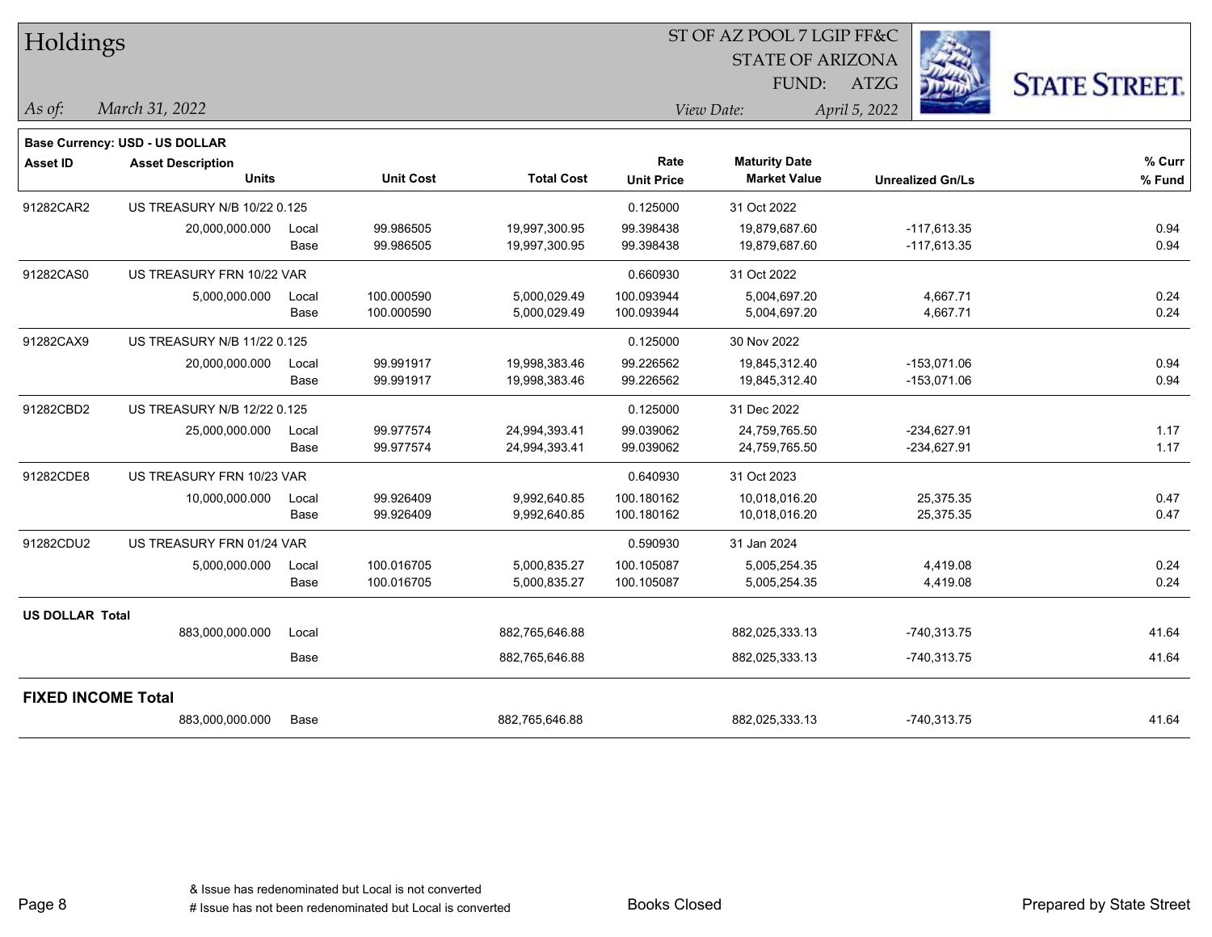# Holdings

ST OF AZ POOL 7 LGIP FF&C
STATE OF ARIZONA
FUND: ATZG

*As of:* *March 31, 2022*

*View Date:* *April 5, 2022*

**Base Currency: USD - US DOLLAR**

| Asset ID | Asset Description / Units | | Unit Cost | Total Cost | Rate / Unit Price | Maturity Date / Market Value | Unrealized Gn/Ls | % Curr / % Fund |
|---|---|---|---|---|---|---|---|---|
| 91282CAR2 | US TREASURY N/B 10/22 0.125 | | | | 0.125000 | 31 Oct 2022 | | |
| | 20,000,000.000 | Local | 99.986505 | 19,997,300.95 | 99.398438 | 19,879,687.60 | -117,613.35 | 0.94 |
| | | Base | 99.986505 | 19,997,300.95 | 99.398438 | 19,879,687.60 | -117,613.35 | 0.94 |
| 91282CAS0 | US TREASURY FRN 10/22 VAR | | | | 0.660930 | 31 Oct 2022 | | |
| | 5,000,000.000 | Local | 100.000590 | 5,000,029.49 | 100.093944 | 5,004,697.20 | 4,667.71 | 0.24 |
| | | Base | 100.000590 | 5,000,029.49 | 100.093944 | 5,004,697.20 | 4,667.71 | 0.24 |
| 91282CAX9 | US TREASURY N/B 11/22 0.125 | | | | 0.125000 | 30 Nov 2022 | | |
| | 20,000,000.000 | Local | 99.991917 | 19,998,383.46 | 99.226562 | 19,845,312.40 | -153,071.06 | 0.94 |
| | | Base | 99.991917 | 19,998,383.46 | 99.226562 | 19,845,312.40 | -153,071.06 | 0.94 |
| 91282CBD2 | US TREASURY N/B 12/22 0.125 | | | | 0.125000 | 31 Dec 2022 | | |
| | 25,000,000.000 | Local | 99.977574 | 24,994,393.41 | 99.039062 | 24,759,765.50 | -234,627.91 | 1.17 |
| | | Base | 99.977574 | 24,994,393.41 | 99.039062 | 24,759,765.50 | -234,627.91 | 1.17 |
| 91282CDE8 | US TREASURY FRN 10/23 VAR | | | | 0.640930 | 31 Oct 2023 | | |
| | 10,000,000.000 | Local | 99.926409 | 9,992,640.85 | 100.180162 | 10,018,016.20 | 25,375.35 | 0.47 |
| | | Base | 99.926409 | 9,992,640.85 | 100.180162 | 10,018,016.20 | 25,375.35 | 0.47 |
| 91282CDU2 | US TREASURY FRN 01/24 VAR | | | | 0.590930 | 31 Jan 2024 | | |
| | 5,000,000.000 | Local | 100.016705 | 5,000,835.27 | 100.105087 | 5,005,254.35 | 4,419.08 | 0.24 |
| | | Base | 100.016705 | 5,000,835.27 | 100.105087 | 5,005,254.35 | 4,419.08 | 0.24 |
| **US DOLLAR Total** | | | | | | | | |
| | 883,000,000.000 | Local | | 882,765,646.88 | | 882,025,333.13 | -740,313.75 | 41.64 |
| | | Base | | 882,765,646.88 | | 882,025,333.13 | -740,313.75 | 41.64 |
| **FIXED INCOME Total** | | | | | | | | |
| | 883,000,000.000 | Base | | 882,765,646.88 | | 882,025,333.13 | -740,313.75 | 41.64 |

& Issue has redenominated but Local is not converted
# Issue has not been redenominated but Local is converted

Books Closed

Prepared by State Street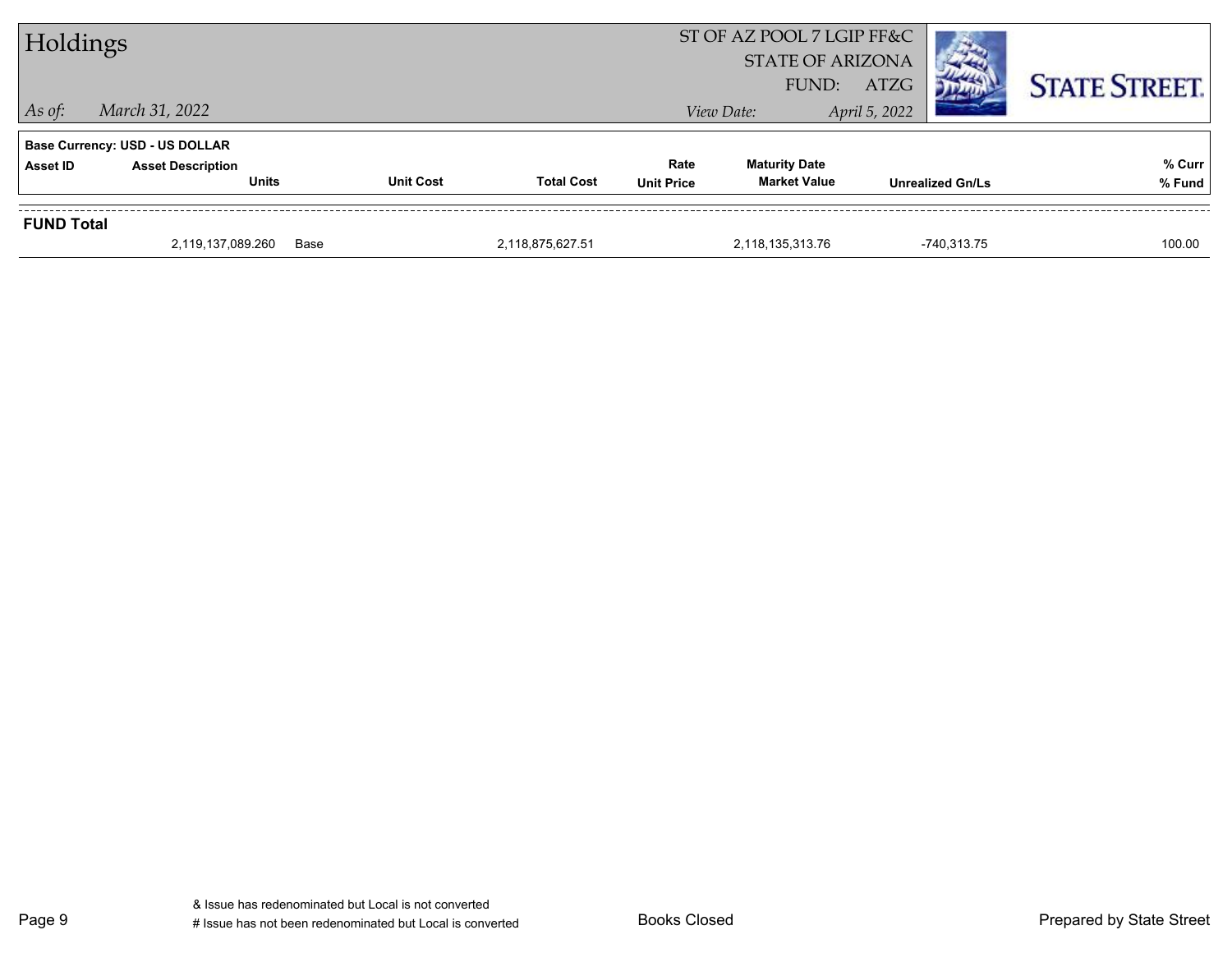# Holdings

ST OF AZ POOL 7 LGIP FF&C
STATE OF ARIZONA
FUND: ATZG

*As of:* *March 31, 2022*
*View Date:* *April 5, 2022*

**Base Currency: USD - US DOLLAR**

| Asset ID | Asset Description / Units | | Unit Cost | Total Cost | Rate / Unit Price | Maturity Date / Market Value | Unrealized Gn/Ls | % Curr / % Fund |
|---|---|---|---|---|---|---|---|---|
| **FUND Total** | | | | | | | | |
| | 2,119,137,089.260 | Base | | 2,118,875,627.51 | | 2,118,135,313.76 | -740,313.75 | 100.00 |

& Issue has redenominated but Local is not converted
# Issue has not been redenominated but Local is converted

Books Closed

Prepared by State Street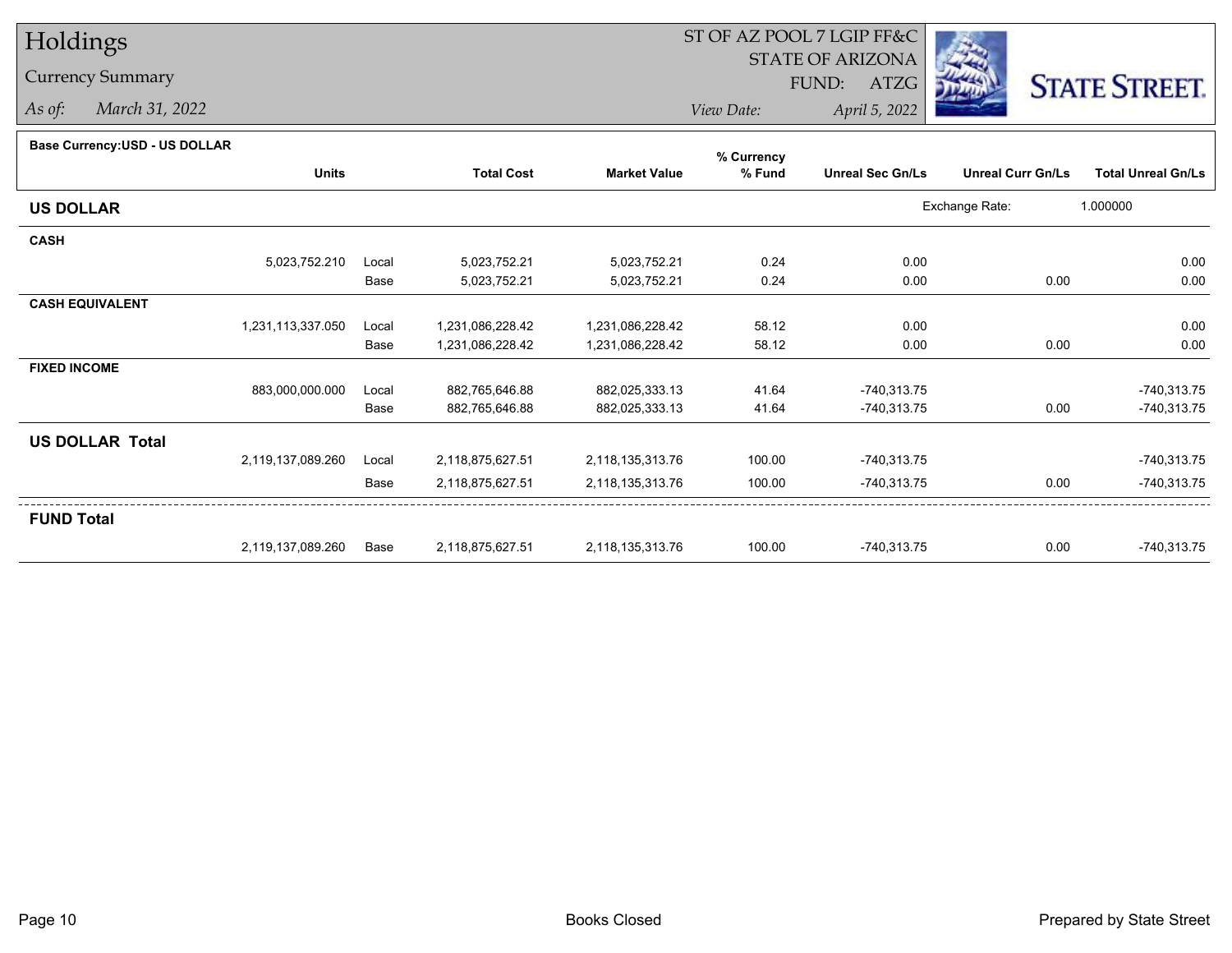# Holdings

## Currency Summary

*As of:* March 31, 2022

ST OF AZ POOL 7 LGIP FF&C
STATE OF ARIZONA
FUND: ATZG

*View Date:* April 5, 2022

STATE STREET.

**Base Currency:USD - US DOLLAR**

| | Units | | Total Cost | Market Value | % Currency % Fund | Unreal Sec Gn/Ls | Unreal Curr Gn/Ls | Total Unreal Gn/Ls |
|---|---|---|---|---|---|---|---|---|
| **US DOLLAR** | | | | | | | Exchange Rate: | 1.000000 |
| **CASH** | | | | | | | | |
| | 5,023,752.210 | Local | 5,023,752.21 | 5,023,752.21 | 0.24 | 0.00 | | 0.00 |
| | | Base | 5,023,752.21 | 5,023,752.21 | 0.24 | 0.00 | 0.00 | 0.00 |
| **CASH EQUIVALENT** | | | | | | | | |
| | 1,231,113,337.050 | Local | 1,231,086,228.42 | 1,231,086,228.42 | 58.12 | 0.00 | | 0.00 |
| | | Base | 1,231,086,228.42 | 1,231,086,228.42 | 58.12 | 0.00 | 0.00 | 0.00 |
| **FIXED INCOME** | | | | | | | | |
| | 883,000,000.000 | Local | 882,765,646.88 | 882,025,333.13 | 41.64 | -740,313.75 | | -740,313.75 |
| | | Base | 882,765,646.88 | 882,025,333.13 | 41.64 | -740,313.75 | 0.00 | -740,313.75 |
| **US DOLLAR Total** | | | | | | | | |
| | 2,119,137,089.260 | Local | 2,118,875,627.51 | 2,118,135,313.76 | 100.00 | -740,313.75 | | -740,313.75 |
| | | Base | 2,118,875,627.51 | 2,118,135,313.76 | 100.00 | -740,313.75 | 0.00 | -740,313.75 |
| **FUND Total** | | | | | | | | |
| | 2,119,137,089.260 | Base | 2,118,875,627.51 | 2,118,135,313.76 | 100.00 | -740,313.75 | 0.00 | -740,313.75 |

Books Closed

Prepared by State Street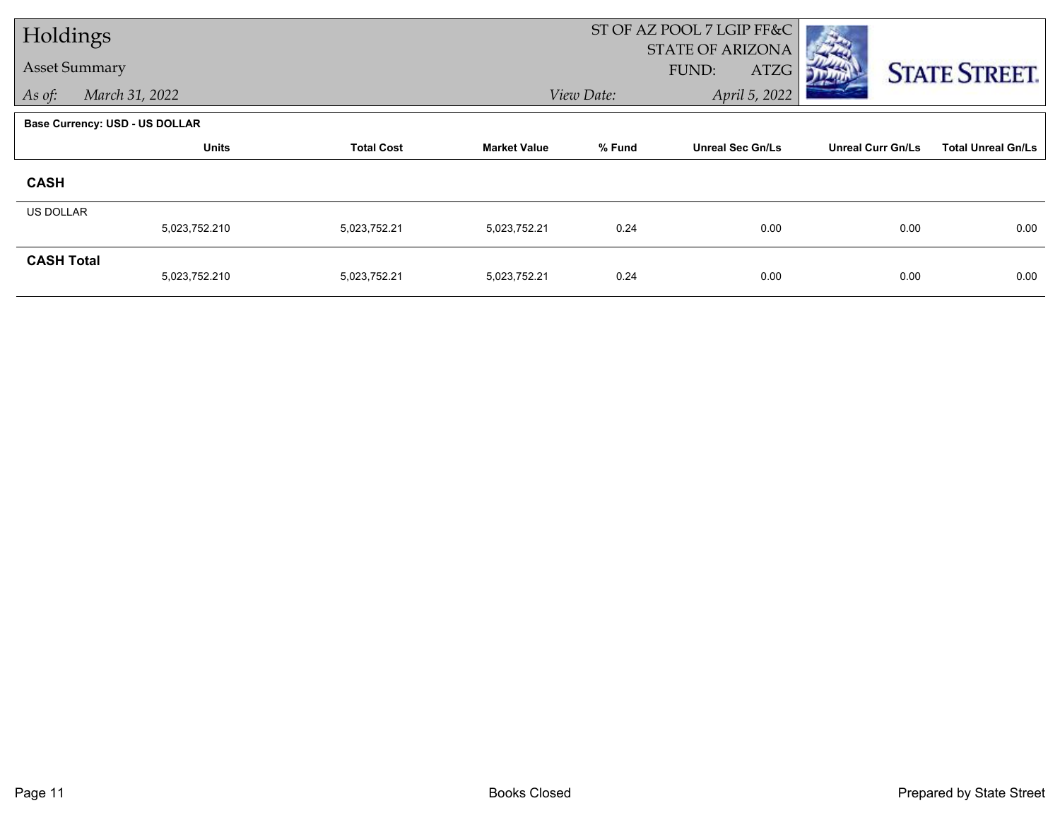# Holdings

Asset Summary

*As of:* *March 31, 2022*

ST OF AZ POOL 7 LGIP FF&C
STATE OF ARIZONA
FUND: ATZG

*View Date:* *April 5, 2022*

**Base Currency: USD - US DOLLAR**

| | Units | Total Cost | Market Value | % Fund | Unreal Sec Gn/Ls | Unreal Curr Gn/Ls | Total Unreal Gn/Ls |
|---|---|---|---|---|---|---|---|
| **CASH** | | | | | | | |
| US DOLLAR | 5,023,752.210 | 5,023,752.21 | 5,023,752.21 | 0.24 | 0.00 | 0.00 | 0.00 |
| **CASH Total** | 5,023,752.210 | 5,023,752.21 | 5,023,752.21 | 0.24 | 0.00 | 0.00 | 0.00 |

Books Closed

Prepared by State Street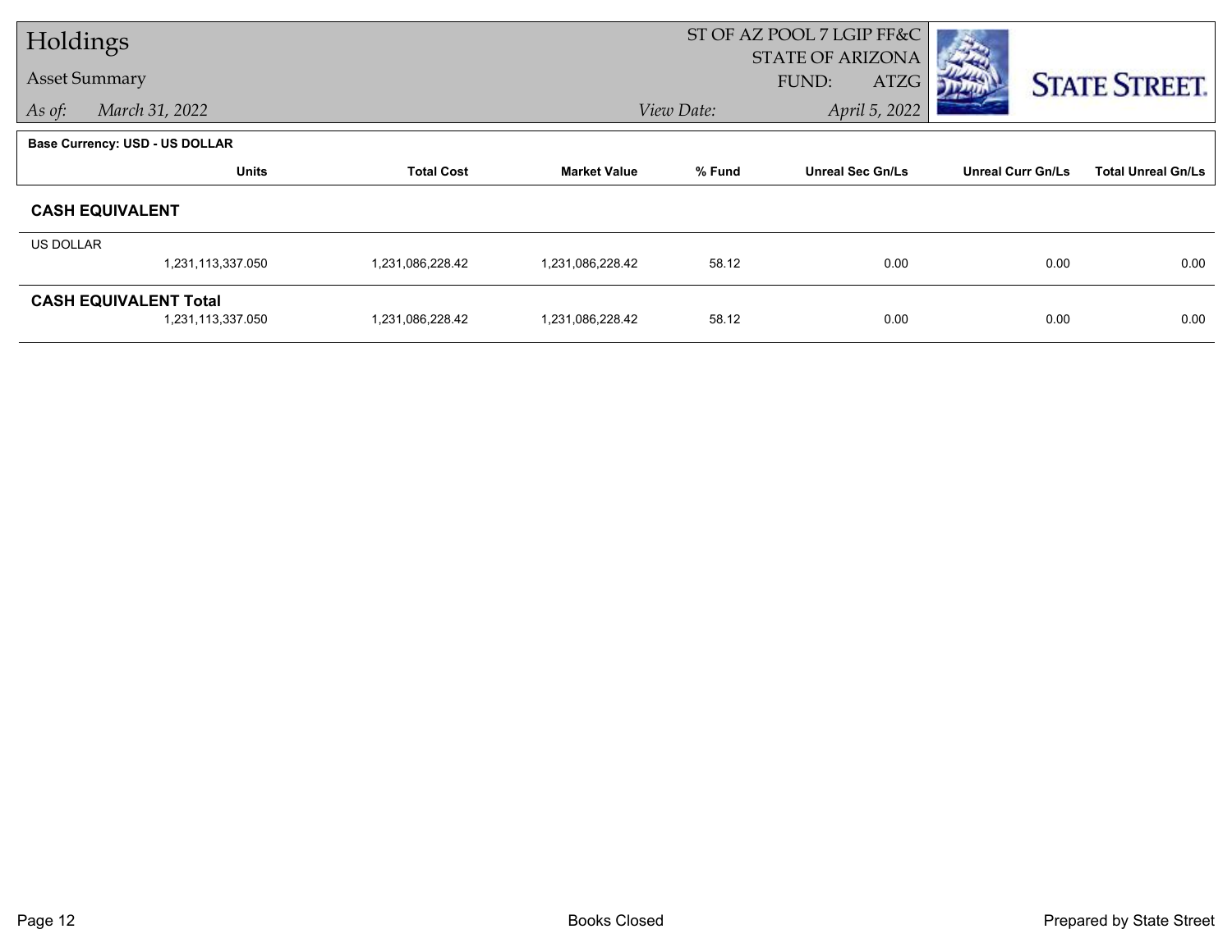# Holdings

## Asset Summary

*As of:* March 31, 2022

ST OF AZ POOL 7 LGIP FF&C
STATE OF ARIZONA
FUND: ATZG

*View Date:* April 5, 2022

**Base Currency: USD - US DOLLAR**

| | Units | Total Cost | Market Value | % Fund | Unreal Sec Gn/Ls | Unreal Curr Gn/Ls | Total Unreal Gn/Ls |
|---|---|---|---|---|---|---|---|
| **CASH EQUIVALENT** | | | | | | | |
| US DOLLAR | 1,231,113,337.050 | 1,231,086,228.42 | 1,231,086,228.42 | 58.12 | 0.00 | 0.00 | 0.00 |
| **CASH EQUIVALENT Total** | 1,231,113,337.050 | 1,231,086,228.42 | 1,231,086,228.42 | 58.12 | 0.00 | 0.00 | 0.00 |

Books Closed

Prepared by State Street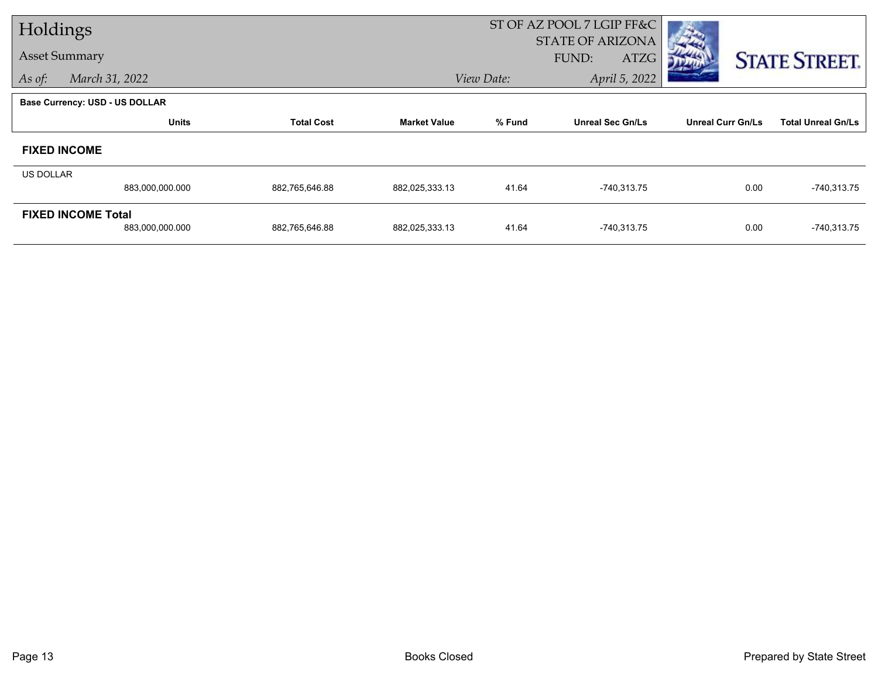# Holdings

**Asset Summary**

*As of:* *March 31, 2022*

ST OF AZ POOL 7 LGIP FF&C
STATE OF ARIZONA
FUND: ATZG

*View Date:* *April 5, 2022*

STATE STREET.

**Base Currency: USD - US DOLLAR**

| | Units | Total Cost | Market Value | % Fund | Unreal Sec Gn/Ls | Unreal Curr Gn/Ls | Total Unreal Gn/Ls |
|---|---|---|---|---|---|---|---|
| **FIXED INCOME** | | | | | | | |
| US DOLLAR | 883,000,000.000 | 882,765,646.88 | 882,025,333.13 | 41.64 | -740,313.75 | 0.00 | -740,313.75 |
| **FIXED INCOME Total** | 883,000,000.000 | 882,765,646.88 | 882,025,333.13 | 41.64 | -740,313.75 | 0.00 | -740,313.75 |

Books Closed

Prepared by State Street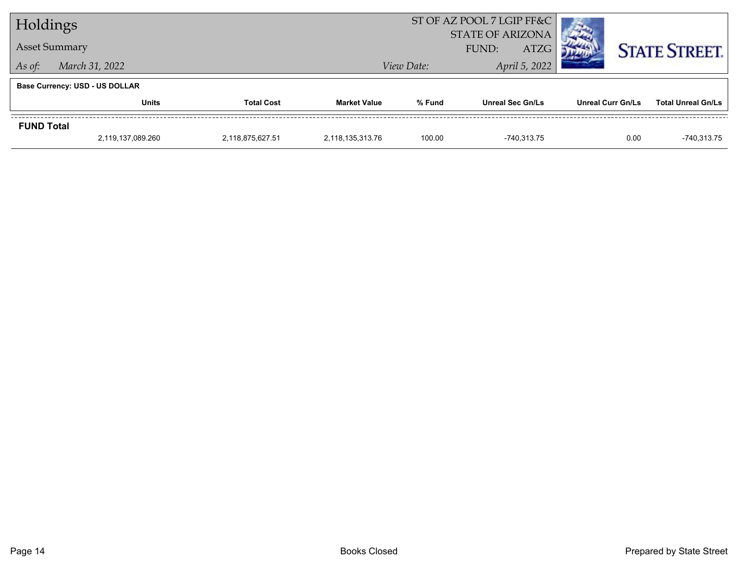# Holdings

**Asset Summary**

*As of:* *March 31, 2022*

ST OF AZ POOL 7 LGIP FF&C
STATE OF ARIZONA
FUND: ATZG

*View Date:* *April 5, 2022*

**Base Currency: USD - US DOLLAR**

| | Units | Total Cost | Market Value | % Fund | Unreal Sec Gn/Ls | Unreal Curr Gn/Ls | Total Unreal Gn/Ls |
|---|---|---|---|---|---|---|---|
| **FUND Total** | 2,119,137,089.260 | 2,118,875,627.51 | 2,118,135,313.76 | 100.00 | -740,313.75 | 0.00 | -740,313.75 |

Books Closed

Prepared by State Street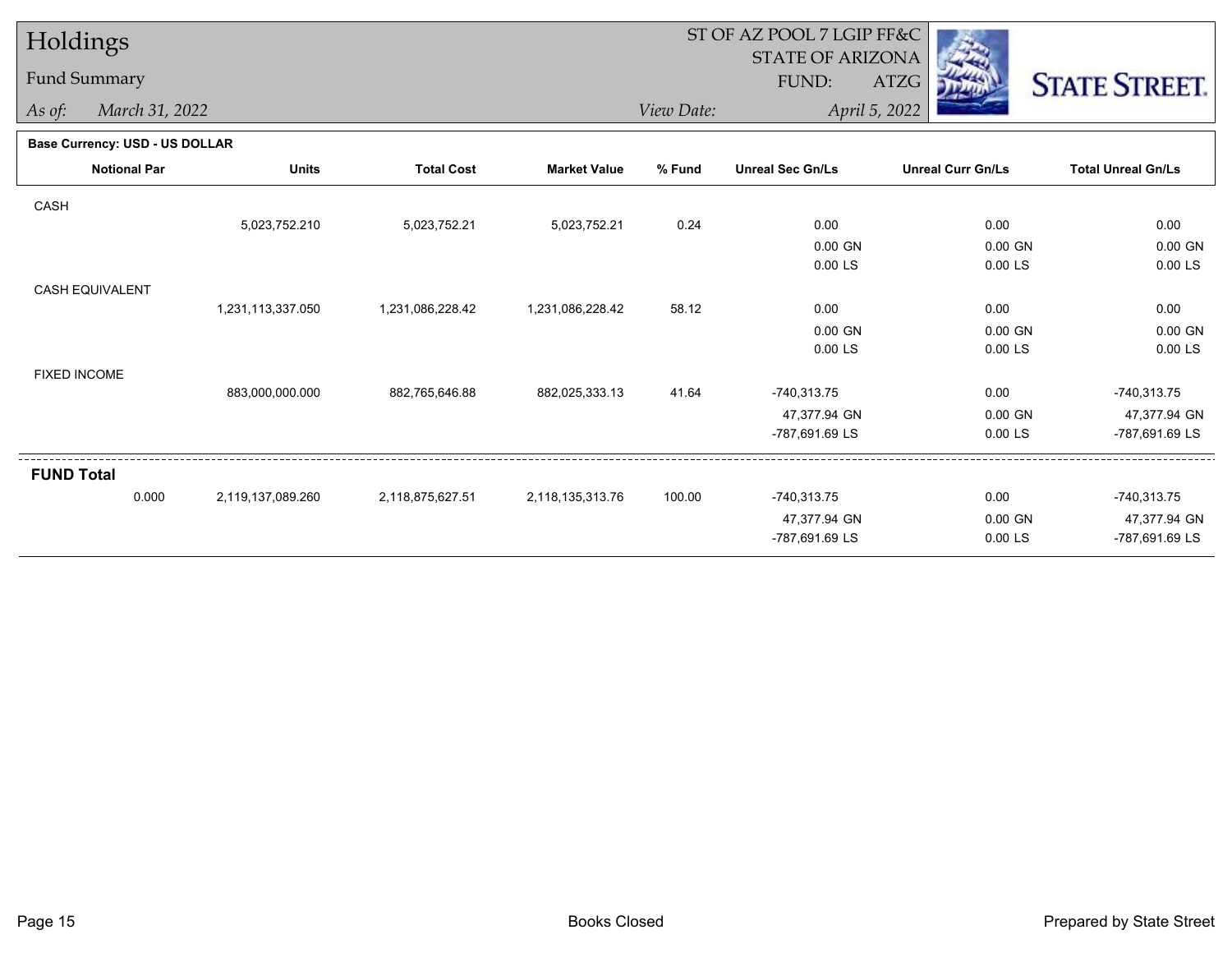# Holdings

Fund Summary

*As of:* *March 31, 2022*

ST OF AZ POOL 7 LGIP FF&C
STATE OF ARIZONA
FUND: ATZG

*View Date:* *April 5, 2022*

STATE STREET.

**Base Currency: USD - US DOLLAR**

| Notional Par | Units | Total Cost | Market Value | % Fund | Unreal Sec Gn/Ls | Unreal Curr Gn/Ls | Total Unreal Gn/Ls |
|---|---|---|---|---|---|---|---|
| CASH | | | | | | | |
| | 5,023,752.210 | 5,023,752.21 | 5,023,752.21 | 0.24 | 0.00 | 0.00 | 0.00 |
| | | | | | 0.00 GN | 0.00 GN | 0.00 GN |
| | | | | | 0.00 LS | 0.00 LS | 0.00 LS |
| CASH EQUIVALENT | | | | | | | |
| | 1,231,113,337.050 | 1,231,086,228.42 | 1,231,086,228.42 | 58.12 | 0.00 | 0.00 | 0.00 |
| | | | | | 0.00 GN | 0.00 GN | 0.00 GN |
| | | | | | 0.00 LS | 0.00 LS | 0.00 LS |
| FIXED INCOME | | | | | | | |
| | 883,000,000.000 | 882,765,646.88 | 882,025,333.13 | 41.64 | -740,313.75 | 0.00 | -740,313.75 |
| | | | | | 47,377.94 GN | 0.00 GN | 47,377.94 GN |
| | | | | | -787,691.69 LS | 0.00 LS | -787,691.69 LS |
| **FUND Total** | | | | | | | |
| 0.000 | 2,119,137,089.260 | 2,118,875,627.51 | 2,118,135,313.76 | 100.00 | -740,313.75 | 0.00 | -740,313.75 |
| | | | | | 47,377.94 GN | 0.00 GN | 47,377.94 GN |
| | | | | | -787,691.69 LS | 0.00 LS | -787,691.69 LS |

Books Closed

Prepared by State Street